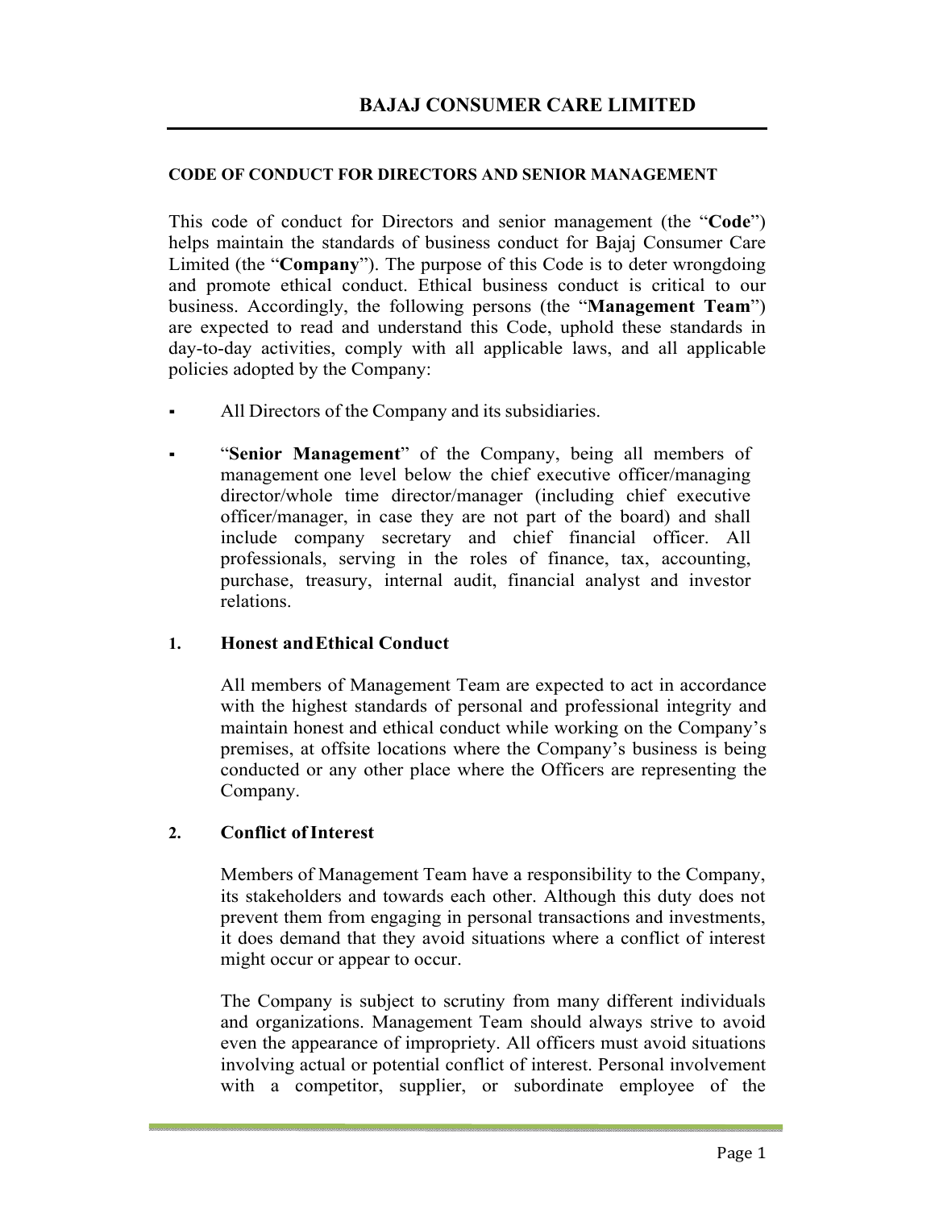# BAJAJ CONSUMER CARE LIMITED

## CODE OF CONDUCT FOR DIRECTORS AND SENIOR MANAGEMENT

This code of conduct for Directors and senior management (the "**Code**") helps maintain the standards of business conduct for Bajaj Consumer Care Limited (the "**Company**"). The purpose of this Code is to deter wrongdoing and promote ethical conduct. Ethical business conduct is critical to our business. Accordingly, the following persons (the "**Management Team**") are expected to read and understand this Code, uphold these standards in day-to-day activities, comply with all applicable laws, and all applicable policies adopted by the Company:

- All Directors of the Company and its subsidiaries.
- "**Senior Management**" of the Company, being all members of management one level below the chief executive officer/managing director/whole time director/manager (including chief executive officer/manager, in case they are not part of the board) and shall include company secretary and chief financial officer. All professionals, serving in the roles of finance, tax, accounting, purchase, treasury, internal audit, financial analyst and investor relations.

### 1. Honest and Ethical Conduct

All members of Management Team are expected to act in accordance with the highest standards of personal and professional integrity and maintain honest and ethical conduct while working on the Company's premises, at offsite locations where the Company's business is being conducted or any other place where the Officers are representing the Company.

### 2. Conflict of Interest

Members of Management Team have a responsibility to the Company, its stakeholders and towards each other. Although this duty does not prevent them from engaging in personal transactions and investments, it does demand that they avoid situations where a conflict of interest might occur or appear to occur.

The Company is subject to scrutiny from many different individuals and organizations. Management Team should always strive to avoid even the appearance of impropriety. All officers must avoid situations involving actual or potential conflict of interest. Personal involvement with a competitor, supplier, or subordinate employee of the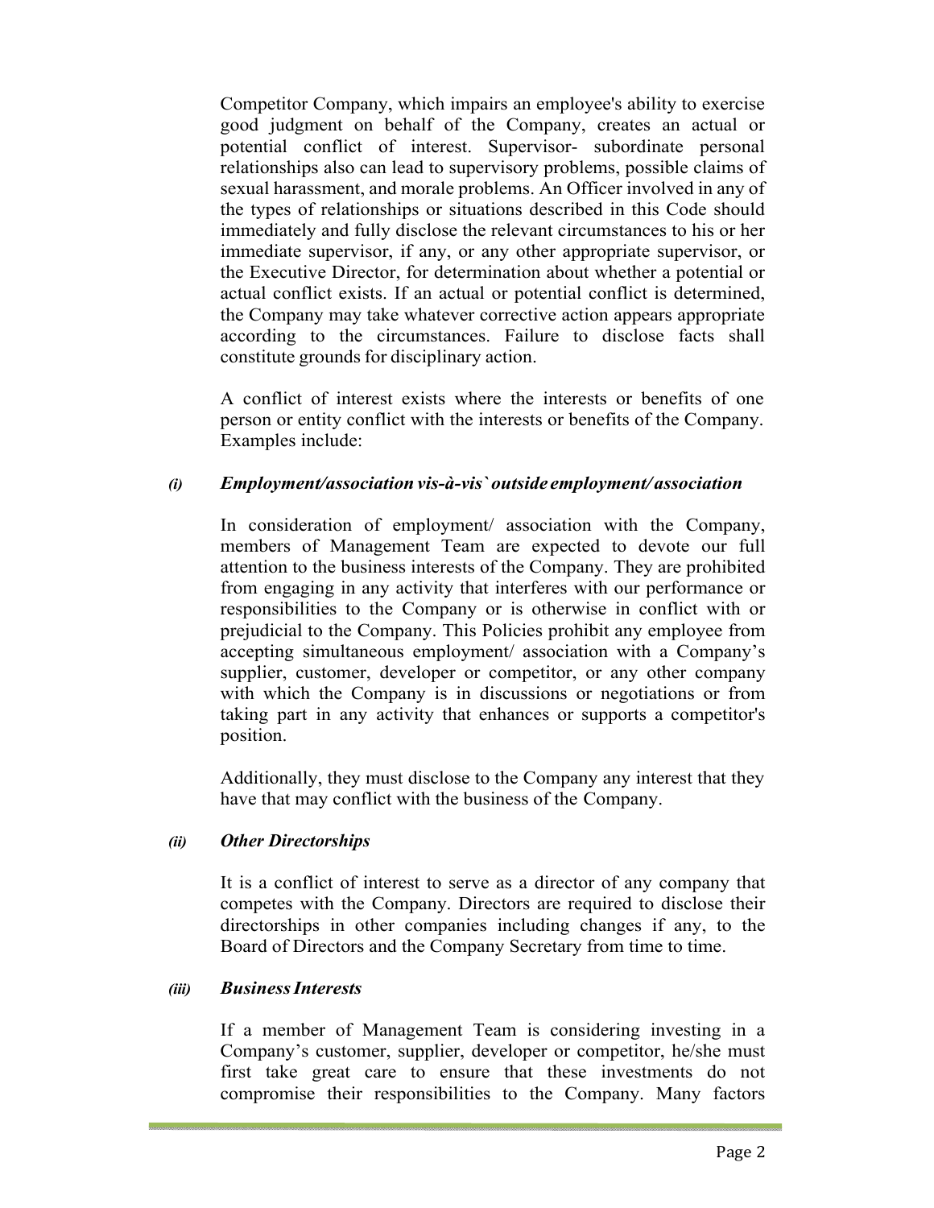Competitor Company, which impairs an employee's ability to exercise good judgment on behalf of the Company, creates an actual or potential conflict of interest. Supervisor- subordinate personal relationships also can lead to supervisory problems, possible claims of sexual harassment, and morale problems. An Officer involved in any of the types of relationships or situations described in this Code should immediately and fully disclose the relevant circumstances to his or her immediate supervisor, if any, or any other appropriate supervisor, or the Executive Director, for determination about whether a potential or actual conflict exists. If an actual or potential conflict is determined, the Company may take whatever corrective action appears appropriate according to the circumstances. Failure to disclose facts shall constitute grounds for disciplinary action.

A conflict of interest exists where the interests or benefits of one person or entity conflict with the interests or benefits of the Company. Examples include:

***(i) Employment/association vis-à-vis` outside employment/ association***

In consideration of employment/ association with the Company, members of Management Team are expected to devote our full attention to the business interests of the Company. They are prohibited from engaging in any activity that interferes with our performance or responsibilities to the Company or is otherwise in conflict with or prejudicial to the Company. This Policies prohibit any employee from accepting simultaneous employment/ association with a Company's supplier, customer, developer or competitor, or any other company with which the Company is in discussions or negotiations or from taking part in any activity that enhances or supports a competitor's position.

Additionally, they must disclose to the Company any interest that they have that may conflict with the business of the Company.

***(ii) Other Directorships***

It is a conflict of interest to serve as a director of any company that competes with the Company. Directors are required to disclose their directorships in other companies including changes if any, to the Board of Directors and the Company Secretary from time to time.

***(iii) Business Interests***

If a member of Management Team is considering investing in a Company's customer, supplier, developer or competitor, he/she must first take great care to ensure that these investments do not compromise their responsibilities to the Company. Many factors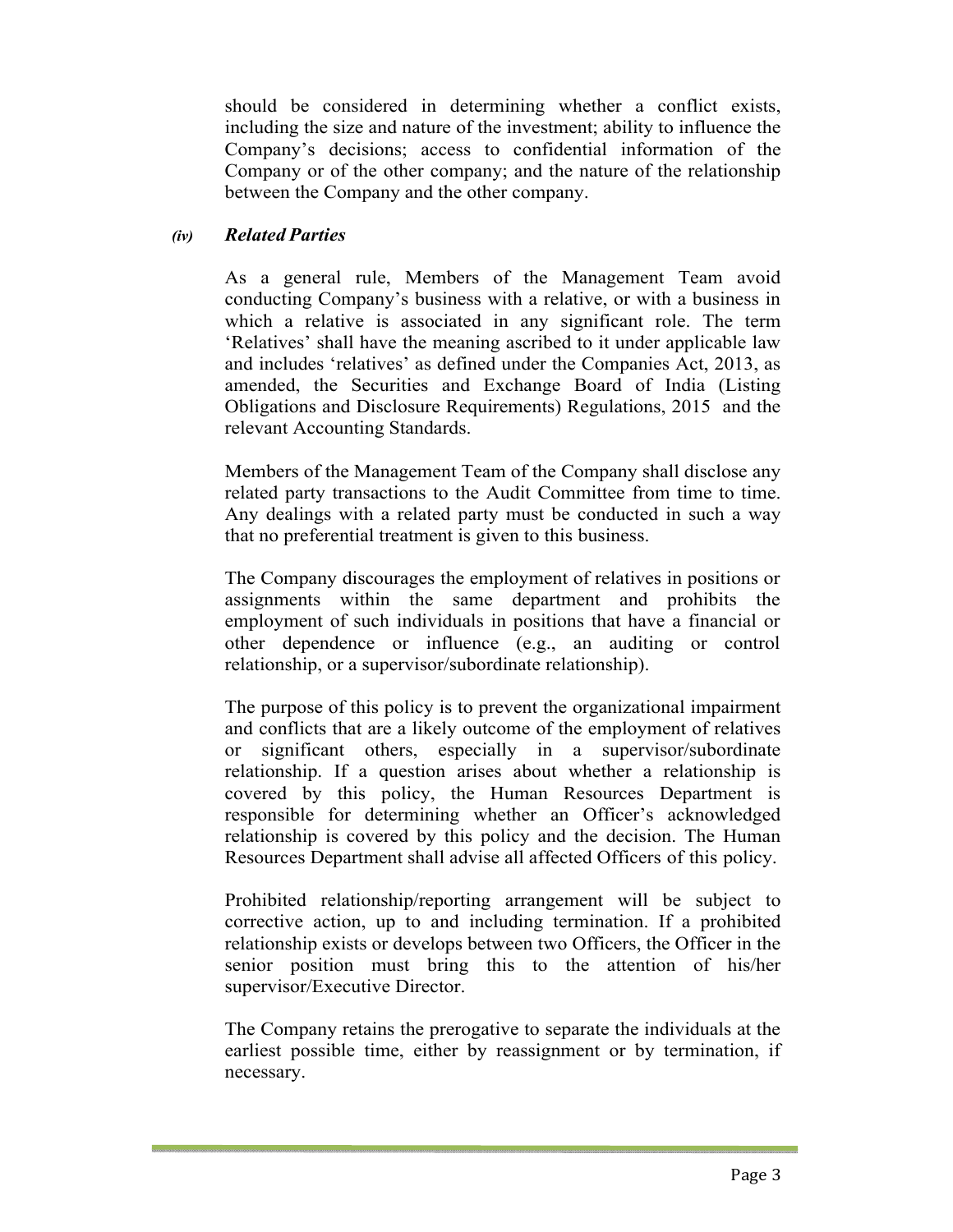should be considered in determining whether a conflict exists, including the size and nature of the investment; ability to influence the Company's decisions; access to confidential information of the Company or of the other company; and the nature of the relationship between the Company and the other company.

### *(iv)* ***Related Parties***

As a general rule, Members of the Management Team avoid conducting Company's business with a relative, or with a business in which a relative is associated in any significant role. The term 'Relatives' shall have the meaning ascribed to it under applicable law and includes 'relatives' as defined under the Companies Act, 2013, as amended, the Securities and Exchange Board of India (Listing Obligations and Disclosure Requirements) Regulations, 2015 and the relevant Accounting Standards.

Members of the Management Team of the Company shall disclose any related party transactions to the Audit Committee from time to time. Any dealings with a related party must be conducted in such a way that no preferential treatment is given to this business.

The Company discourages the employment of relatives in positions or assignments within the same department and prohibits the employment of such individuals in positions that have a financial or other dependence or influence (e.g., an auditing or control relationship, or a supervisor/subordinate relationship).

The purpose of this policy is to prevent the organizational impairment and conflicts that are a likely outcome of the employment of relatives or significant others, especially in a supervisor/subordinate relationship. If a question arises about whether a relationship is covered by this policy, the Human Resources Department is responsible for determining whether an Officer's acknowledged relationship is covered by this policy and the decision. The Human Resources Department shall advise all affected Officers of this policy.

Prohibited relationship/reporting arrangement will be subject to corrective action, up to and including termination. If a prohibited relationship exists or develops between two Officers, the Officer in the senior position must bring this to the attention of his/her supervisor/Executive Director.

The Company retains the prerogative to separate the individuals at the earliest possible time, either by reassignment or by termination, if necessary.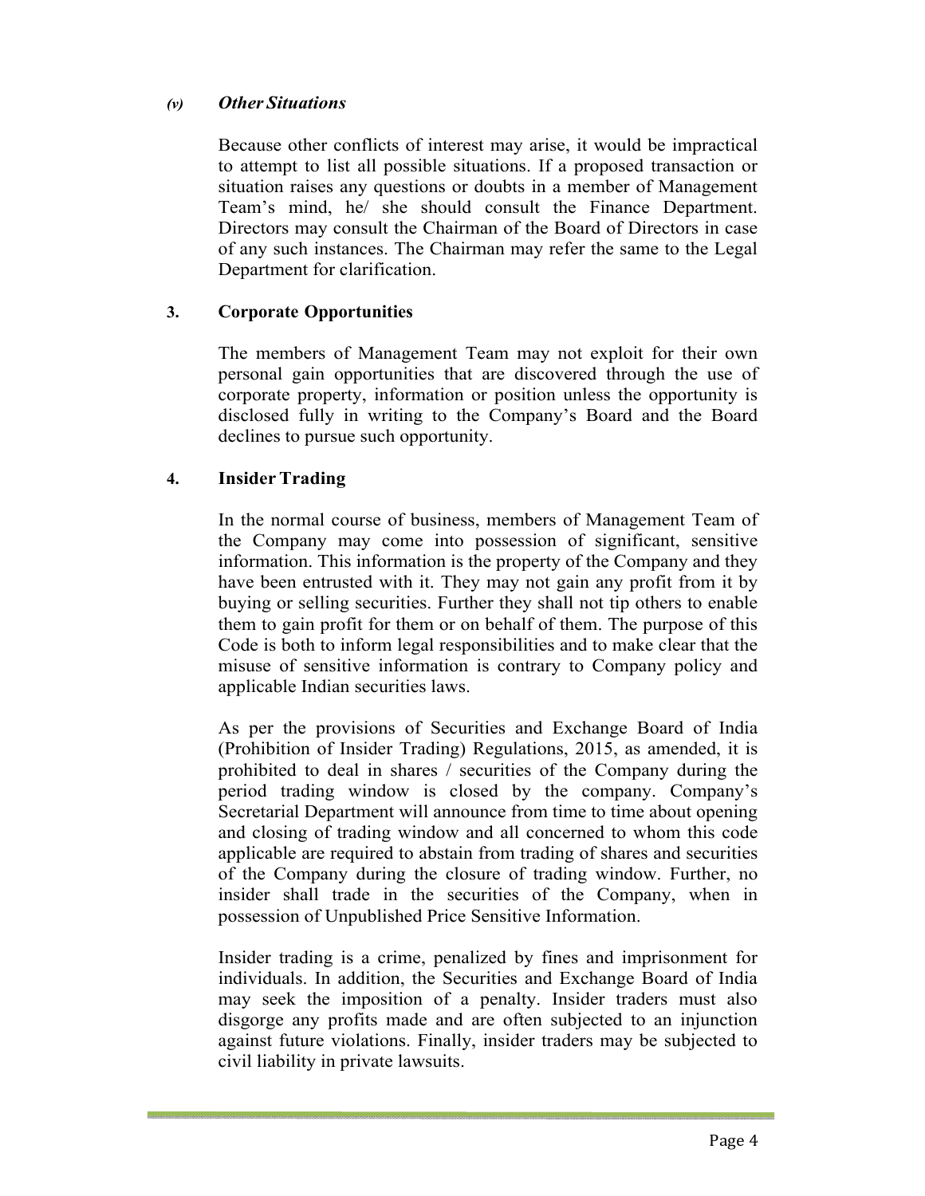#### *(v) Other Situations*

Because other conflicts of interest may arise, it would be impractical to attempt to list all possible situations. If a proposed transaction or situation raises any questions or doubts in a member of Management Team's mind, he/ she should consult the Finance Department. Directors may consult the Chairman of the Board of Directors in case of any such instances. The Chairman may refer the same to the Legal Department for clarification.

### 3. Corporate Opportunities

The members of Management Team may not exploit for their own personal gain opportunities that are discovered through the use of corporate property, information or position unless the opportunity is disclosed fully in writing to the Company's Board and the Board declines to pursue such opportunity.

### 4. Insider Trading

In the normal course of business, members of Management Team of the Company may come into possession of significant, sensitive information. This information is the property of the Company and they have been entrusted with it. They may not gain any profit from it by buying or selling securities. Further they shall not tip others to enable them to gain profit for them or on behalf of them. The purpose of this Code is both to inform legal responsibilities and to make clear that the misuse of sensitive information is contrary to Company policy and applicable Indian securities laws.

As per the provisions of Securities and Exchange Board of India (Prohibition of Insider Trading) Regulations, 2015, as amended, it is prohibited to deal in shares / securities of the Company during the period trading window is closed by the company. Company's Secretarial Department will announce from time to time about opening and closing of trading window and all concerned to whom this code applicable are required to abstain from trading of shares and securities of the Company during the closure of trading window. Further, no insider shall trade in the securities of the Company, when in possession of Unpublished Price Sensitive Information.

Insider trading is a crime, penalized by fines and imprisonment for individuals. In addition, the Securities and Exchange Board of India may seek the imposition of a penalty. Insider traders must also disgorge any profits made and are often subjected to an injunction against future violations. Finally, insider traders may be subjected to civil liability in private lawsuits.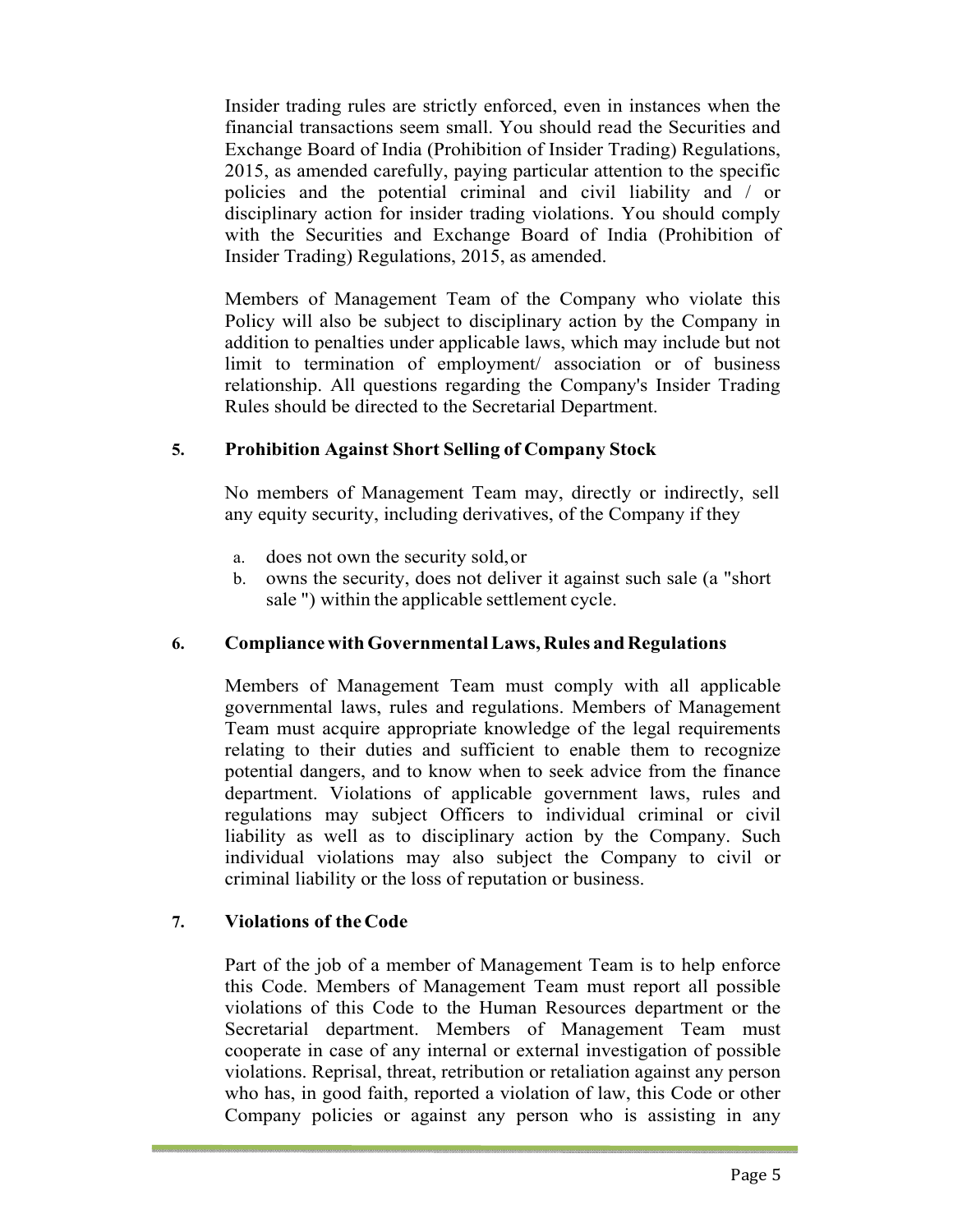Insider trading rules are strictly enforced, even in instances when the financial transactions seem small. You should read the Securities and Exchange Board of India (Prohibition of Insider Trading) Regulations, 2015, as amended carefully, paying particular attention to the specific policies and the potential criminal and civil liability and / or disciplinary action for insider trading violations. You should comply with the Securities and Exchange Board of India (Prohibition of Insider Trading) Regulations, 2015, as amended.

Members of Management Team of the Company who violate this Policy will also be subject to disciplinary action by the Company in addition to penalties under applicable laws, which may include but not limit to termination of employment/ association or of business relationship. All questions regarding the Company's Insider Trading Rules should be directed to the Secretarial Department.

## 5. Prohibition Against Short Selling of Company Stock

No members of Management Team may, directly or indirectly, sell any equity security, including derivatives, of the Company if they

a. does not own the security sold, or
b. owns the security, does not deliver it against such sale (a "short sale ") within the applicable settlement cycle.

## 6. Compliance with Governmental Laws, Rules and Regulations

Members of Management Team must comply with all applicable governmental laws, rules and regulations. Members of Management Team must acquire appropriate knowledge of the legal requirements relating to their duties and sufficient to enable them to recognize potential dangers, and to know when to seek advice from the finance department. Violations of applicable government laws, rules and regulations may subject Officers to individual criminal or civil liability as well as to disciplinary action by the Company. Such individual violations may also subject the Company to civil or criminal liability or the loss of reputation or business.

## 7. Violations of the Code

Part of the job of a member of Management Team is to help enforce this Code. Members of Management Team must report all possible violations of this Code to the Human Resources department or the Secretarial department. Members of Management Team must cooperate in case of any internal or external investigation of possible violations. Reprisal, threat, retribution or retaliation against any person who has, in good faith, reported a violation of law, this Code or other Company policies or against any person who is assisting in any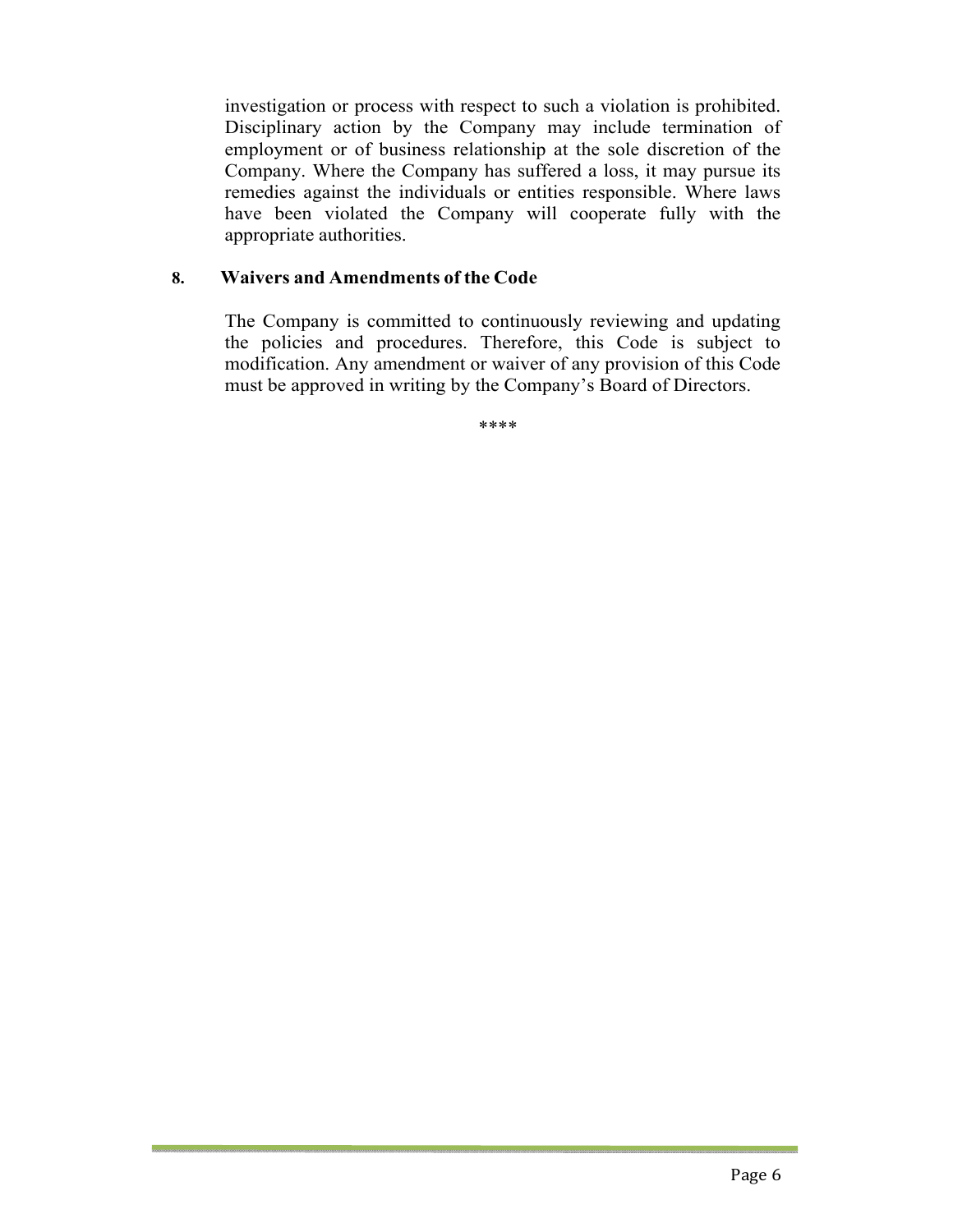investigation or process with respect to such a violation is prohibited. Disciplinary action by the Company may include termination of employment or of business relationship at the sole discretion of the Company. Where the Company has suffered a loss, it may pursue its remedies against the individuals or entities responsible. Where laws have been violated the Company will cooperate fully with the appropriate authorities.

## 8. Waivers and Amendments of the Code

The Company is committed to continuously reviewing and updating the policies and procedures. Therefore, this Code is subject to modification. Any amendment or waiver of any provision of this Code must be approved in writing by the Company's Board of Directors.

****